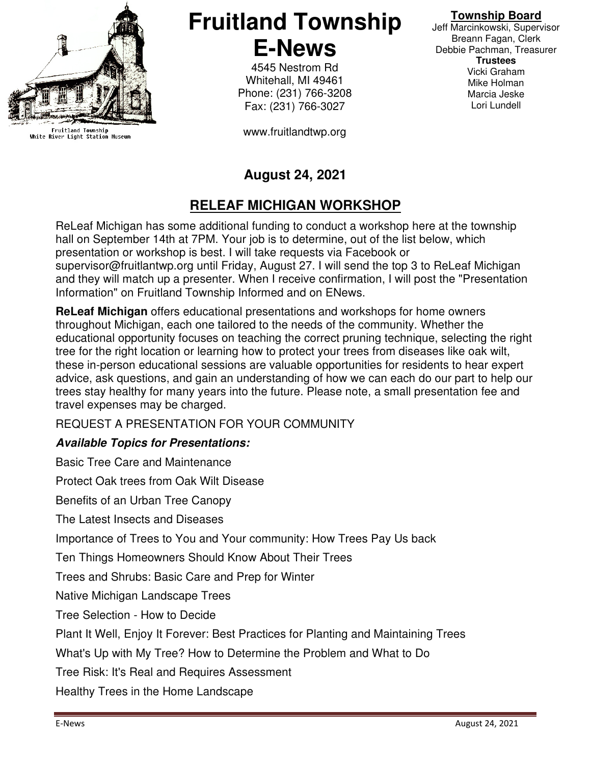Fruitland Township
White River Light Station Museum

# Fruitland Township E-News

4545 Nestrom Rd
Whitehall, MI 49461
Phone: (231) 766-3208
Fax: (231) 766-3027

www.fruitlandtwp.org

**Township Board**
Jeff Marcinkowski, Supervisor
Breann Fagan, Clerk
Debbie Pachman, Treasurer
**Trustees**
Vicki Graham
Mike Holman
Marcia Jeske
Lori Lundell

**August 24, 2021**

## RELEAF MICHIGAN WORKSHOP

ReLeaf Michigan has some additional funding to conduct a workshop here at the township hall on September 14th at 7PM. Your job is to determine, out of the list below, which presentation or workshop is best. I will take requests via Facebook or supervisor@fruitlantwp.org until Friday, August 27. I will send the top 3 to ReLeaf Michigan and they will match up a presenter. When I receive confirmation, I will post the "Presentation Information" on Fruitland Township Informed and on ENews.

**ReLeaf Michigan** offers educational presentations and workshops for home owners throughout Michigan, each one tailored to the needs of the community. Whether the educational opportunity focuses on teaching the correct pruning technique, selecting the right tree for the right location or learning how to protect your trees from diseases like oak wilt, these in-person educational sessions are valuable opportunities for residents to hear expert advice, ask questions, and gain an understanding of how we can each do our part to help our trees stay healthy for many years into the future. Please note, a small presentation fee and travel expenses may be charged.

REQUEST A PRESENTATION FOR YOUR COMMUNITY

***Available Topics for Presentations:***

Basic Tree Care and Maintenance

Protect Oak trees from Oak Wilt Disease

Benefits of an Urban Tree Canopy

The Latest Insects and Diseases

Importance of Trees to You and Your community: How Trees Pay Us back

Ten Things Homeowners Should Know About Their Trees

Trees and Shrubs: Basic Care and Prep for Winter

Native Michigan Landscape Trees

Tree Selection - How to Decide

Plant It Well, Enjoy It Forever: Best Practices for Planting and Maintaining Trees

What's Up with My Tree? How to Determine the Problem and What to Do

Tree Risk: It's Real and Requires Assessment

Healthy Trees in the Home Landscape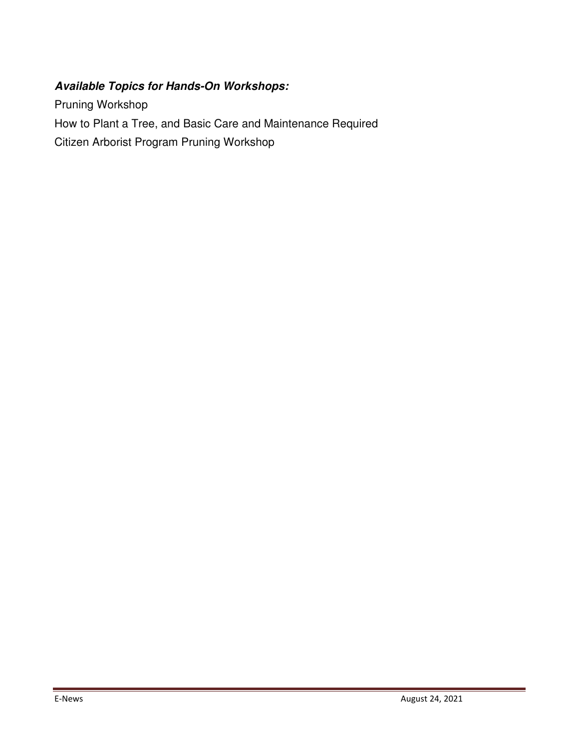***Available Topics for Hands-On Workshops:***

Pruning Workshop

How to Plant a Tree, and Basic Care and Maintenance Required

Citizen Arborist Program Pruning Workshop